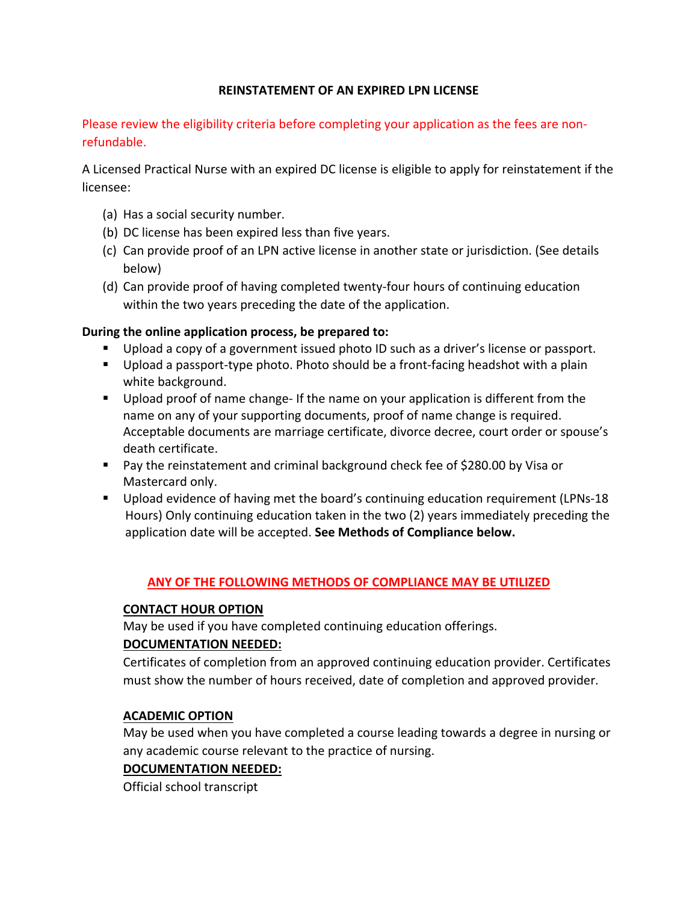# REINSTATEMENT OF AN EXPIRED LPN LICENSE

Please review the eligibility criteria before completing your application as the fees are non-refundable.

A Licensed Practical Nurse with an expired DC license is eligible to apply for reinstatement if the licensee:

(a) Has a social security number.
(b) DC license has been expired less than five years.
(c) Can provide proof of an LPN active license in another state or jurisdiction. (See details below)
(d) Can provide proof of having completed twenty-four hours of continuing education within the two years preceding the date of the application.

**During the online application process, be prepared to:**

- Upload a copy of a government issued photo ID such as a driver's license or passport.
- Upload a passport-type photo. Photo should be a front-facing headshot with a plain white background.
- Upload proof of name change- If the name on your application is different from the name on any of your supporting documents, proof of name change is required. Acceptable documents are marriage certificate, divorce decree, court order or spouse's death certificate.
- Pay the reinstatement and criminal background check fee of $280.00 by Visa or Mastercard only.
- Upload evidence of having met the board's continuing education requirement (LPNs-18 Hours) Only continuing education taken in the two (2) years immediately preceding the application date will be accepted. **See Methods of Compliance below.**

## ANY OF THE FOLLOWING METHODS OF COMPLIANCE MAY BE UTILIZED

### CONTACT HOUR OPTION

May be used if you have completed continuing education offerings.

**DOCUMENTATION NEEDED:**

Certificates of completion from an approved continuing education provider. Certificates must show the number of hours received, date of completion and approved provider.

### ACADEMIC OPTION

May be used when you have completed a course leading towards a degree in nursing or any academic course relevant to the practice of nursing.

**DOCUMENTATION NEEDED:**

Official school transcript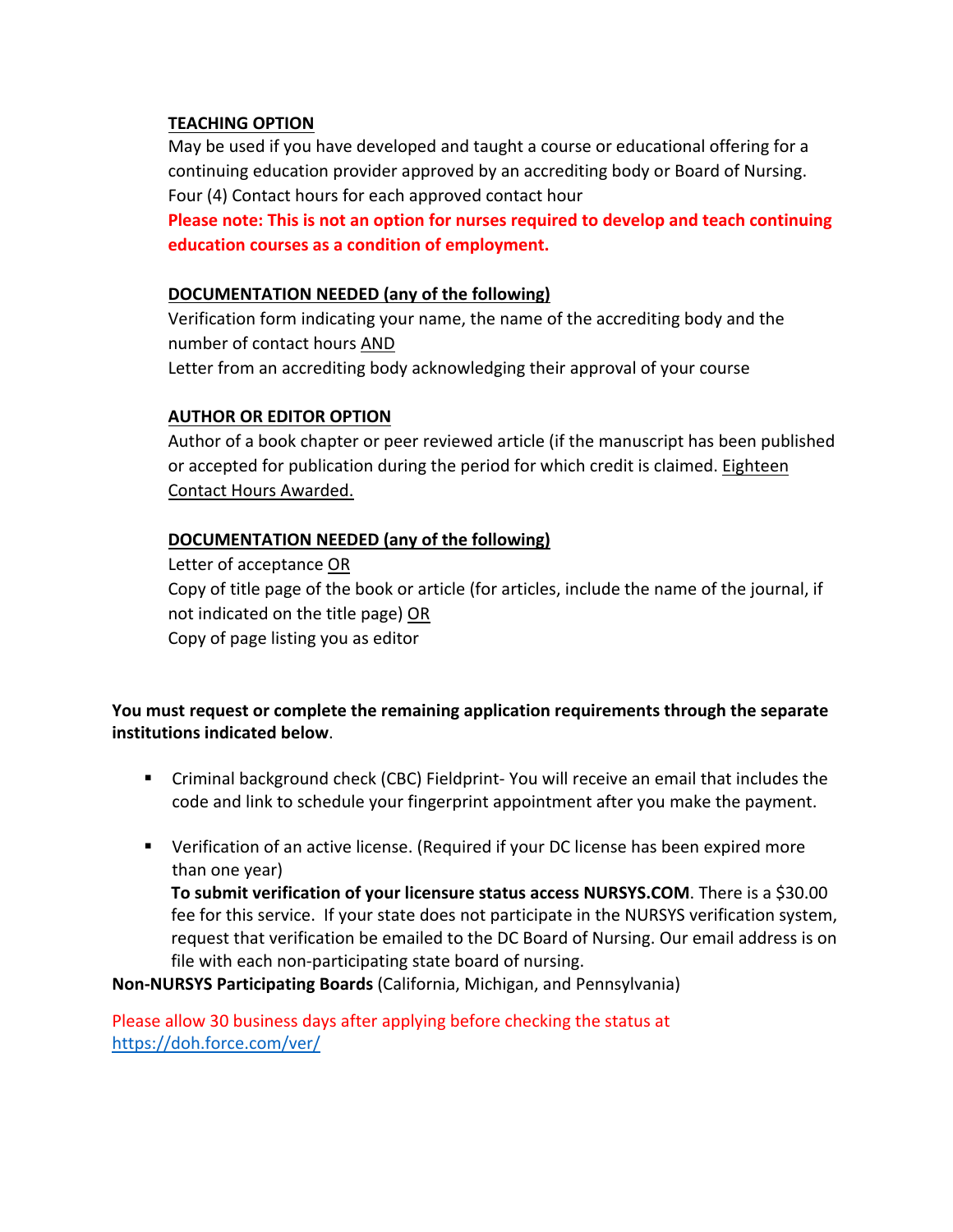**TEACHING OPTION**

May be used if you have developed and taught a course or educational offering for a continuing education provider approved by an accrediting body or Board of Nursing. Four (4) Contact hours for each approved contact hour

**Please note: This is not an option for nurses required to develop and teach continuing education courses as a condition of employment.**

**DOCUMENTATION NEEDED (any of the following)**

Verification form indicating your name, the name of the accrediting body and the number of contact hours AND

Letter from an accrediting body acknowledging their approval of your course

**AUTHOR OR EDITOR OPTION**

Author of a book chapter or peer reviewed article (if the manuscript has been published or accepted for publication during the period for which credit is claimed. Eighteen Contact Hours Awarded.

**DOCUMENTATION NEEDED (any of the following)**

Letter of acceptance OR

Copy of title page of the book or article (for articles, include the name of the journal, if not indicated on the title page) OR

Copy of page listing you as editor

**You must request or complete the remaining application requirements through the separate institutions indicated below**.

- Criminal background check (CBC) Fieldprint- You will receive an email that includes the code and link to schedule your fingerprint appointment after you make the payment.
- Verification of an active license. (Required if your DC license has been expired more than one year)
  **To submit verification of your licensure status access NURSYS.COM**. There is a $30.00 fee for this service. If your state does not participate in the NURSYS verification system, request that verification be emailed to the DC Board of Nursing. Our email address is on file with each non-participating state board of nursing.

**Non-NURSYS Participating Boards** (California, Michigan, and Pennsylvania)

Please allow 30 business days after applying before checking the status at https://doh.force.com/ver/